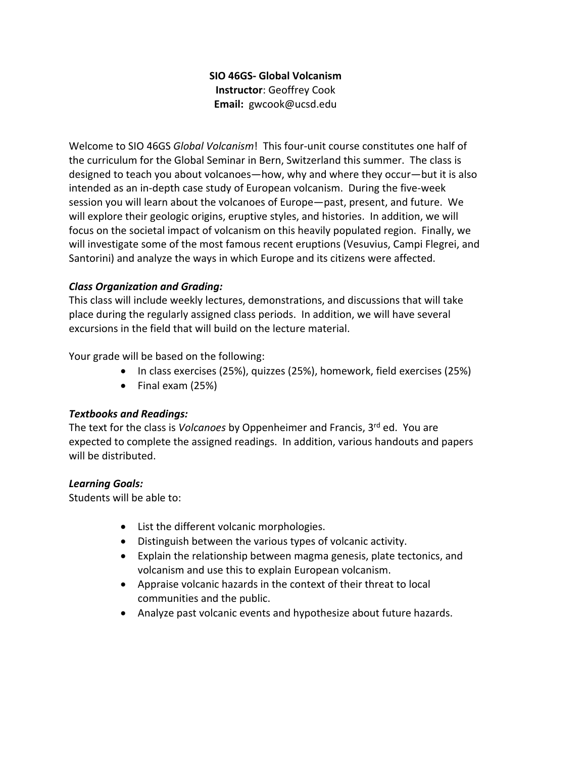**SIO 46GS- Global Volcanism**
**Instructor**: Geoffrey Cook
**Email:** gwcook@ucsd.edu

Welcome to SIO 46GS *Global Volcanism*! This four-unit course constitutes one half of the curriculum for the Global Seminar in Bern, Switzerland this summer. The class is designed to teach you about volcanoes—how, why and where they occur—but it is also intended as an in-depth case study of European volcanism. During the five-week session you will learn about the volcanoes of Europe—past, present, and future. We will explore their geologic origins, eruptive styles, and histories. In addition, we will focus on the societal impact of volcanism on this heavily populated region. Finally, we will investigate some of the most famous recent eruptions (Vesuvius, Campi Flegrei, and Santorini) and analyze the ways in which Europe and its citizens were affected.

***Class Organization and Grading:***

This class will include weekly lectures, demonstrations, and discussions that will take place during the regularly assigned class periods. In addition, we will have several excursions in the field that will build on the lecture material.

Your grade will be based on the following:

- In class exercises (25%), quizzes (25%), homework, field exercises (25%)
- Final exam (25%)

***Textbooks and Readings:***

The text for the class is *Volcanoes* by Oppenheimer and Francis, 3rd ed. You are expected to complete the assigned readings. In addition, various handouts and papers will be distributed.

***Learning Goals:***

Students will be able to:

- List the different volcanic morphologies.
- Distinguish between the various types of volcanic activity.
- Explain the relationship between magma genesis, plate tectonics, and volcanism and use this to explain European volcanism.
- Appraise volcanic hazards in the context of their threat to local communities and the public.
- Analyze past volcanic events and hypothesize about future hazards.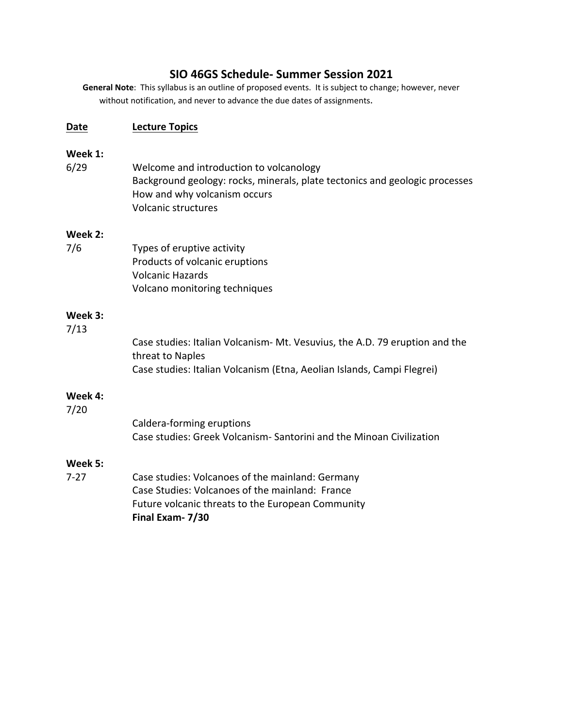## SIO 46GS Schedule- Summer Session 2021

**General Note**: This syllabus is an outline of proposed events. It is subject to change; however, never without notification, and never to advance the due dates of assignments.

| <u>Date</u> | <u>Lecture Topics</u> |
|---|---|
| **Week 1:** | |
| 6/29 | Welcome and introduction to volcanology<br>Background geology: rocks, minerals, plate tectonics and geologic processes<br>How and why volcanism occurs<br>Volcanic structures |
| **Week 2:** | |
| 7/6 | Types of eruptive activity<br>Products of volcanic eruptions<br>Volcanic Hazards<br>Volcano monitoring techniques |
| **Week 3:** | |
| 7/13 | Case studies: Italian Volcanism- Mt. Vesuvius, the A.D. 79 eruption and the threat to Naples<br>Case studies: Italian Volcanism (Etna, Aeolian Islands, Campi Flegrei) |
| **Week 4:** | |
| 7/20 | Caldera-forming eruptions<br>Case studies: Greek Volcanism- Santorini and the Minoan Civilization |
| **Week 5:** | |
| 7-27 | Case studies: Volcanoes of the mainland: Germany<br>Case Studies: Volcanoes of the mainland: France<br>Future volcanic threats to the European Community<br>**Final Exam- 7/30** |